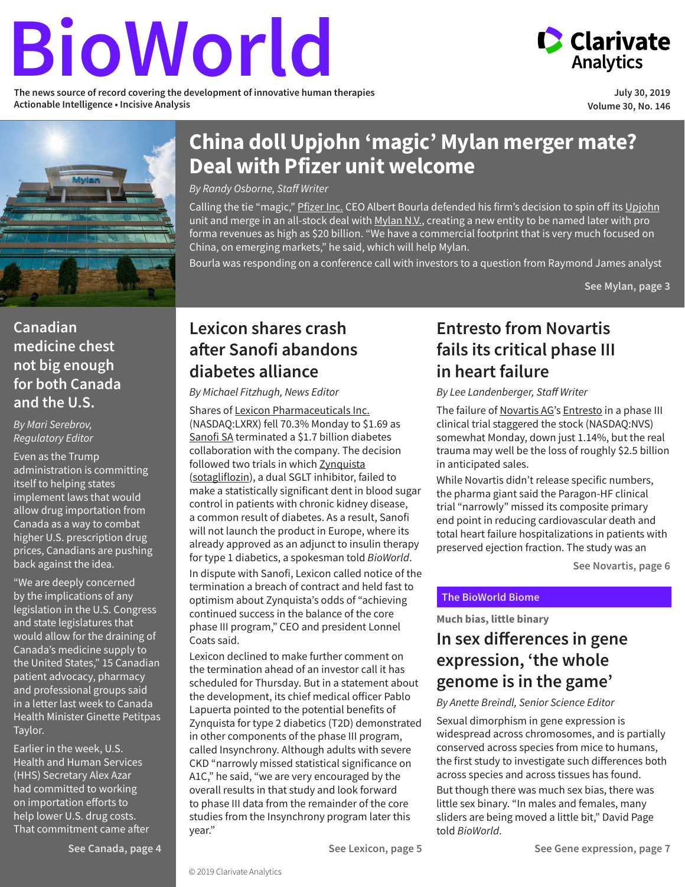# BioWorld

The news source of record covering the development of innovative human therapies
Actionable Intelligence • Incisive Analysis

July 30, 2019
Volume 30, No. 146

## China doll Upjohn 'magic' Mylan merger mate? Deal with Pfizer unit welcome

*By Randy Osborne, Staff Writer*

Calling the tie "magic," Pfizer Inc. CEO Albert Bourla defended his firm's decision to spin off its Upjohn unit and merge in an all-stock deal with Mylan N.V., creating a new entity to be named later with pro forma revenues as high as $20 billion. "We have a commercial footprint that is very much focused on China, on emerging markets," he said, which will help Mylan.

Bourla was responding on a conference call with investors to a question from Raymond James analyst

See Mylan, page 3

## Canadian medicine chest not big enough for both Canada and the U.S.

*By Mari Serebrov, Regulatory Editor*

Even as the Trump administration is committing itself to helping states implement laws that would allow drug importation from Canada as a way to combat higher U.S. prescription drug prices, Canadians are pushing back against the idea.

"We are deeply concerned by the implications of any legislation in the U.S. Congress and state legislatures that would allow for the draining of Canada's medicine supply to the United States," 15 Canadian patient advocacy, pharmacy and professional groups said in a letter last week to Canada Health Minister Ginette Petitpas Taylor.

Earlier in the week, U.S. Health and Human Services (HHS) Secretary Alex Azar had committed to working on importation efforts to help lower U.S. drug costs. That commitment came after

See Canada, page 4

## Lexicon shares crash after Sanofi abandons diabetes alliance

*By Michael Fitzhugh, News Editor*

Shares of Lexicon Pharmaceuticals Inc. (NASDAQ:LXRX) fell 70.3% Monday to $1.69 as Sanofi SA terminated a $1.7 billion diabetes collaboration with the company. The decision followed two trials in which Zynquista (sotagliflozin), a dual SGLT inhibitor, failed to make a statistically significant dent in blood sugar control in patients with chronic kidney disease, a common result of diabetes. As a result, Sanofi will not launch the product in Europe, where its already approved as an adjunct to insulin therapy for type 1 diabetics, a spokesman told *BioWorld*.

In dispute with Sanofi, Lexicon called notice of the termination a breach of contract and held fast to optimism about Zynquista's odds of "achieving continued success in the balance of the core phase III program," CEO and president Lonnel Coats said.

Lexicon declined to make further comment on the termination ahead of an investor call it has scheduled for Thursday. But in a statement about the development, its chief medical officer Pablo Lapuerta pointed to the potential benefits of Zynquista for type 2 diabetics (T2D) demonstrated in other components of the phase III program, called Insynchrony. Although adults with severe CKD "narrowly missed statistical significance on A1C," he said, "we are very encouraged by the overall results in that study and look forward to phase III data from the remainder of the core studies from the Insynchrony program later this year."

See Lexicon, page 5

## Entresto from Novartis fails its critical phase III in heart failure

*By Lee Landenberger, Staff Writer*

The failure of Novartis AG's Entresto in a phase III clinical trial staggered the stock (NASDAQ:NVS) somewhat Monday, down just 1.14%, but the real trauma may well be the loss of roughly $2.5 billion in anticipated sales.

While Novartis didn't release specific numbers, the pharma giant said the Paragon-HF clinical trial "narrowly" missed its composite primary end point in reducing cardiovascular death and total heart failure hospitalizations in patients with preserved ejection fraction. The study was an

See Novartis, page 6

**The BioWorld Biome**

**Much bias, little binary**

## In sex differences in gene expression, 'the whole genome is in the game'

*By Anette Breindl, Senior Science Editor*

Sexual dimorphism in gene expression is widespread across chromosomes, and is partially conserved across species from mice to humans, the first study to investigate such differences both across species and across tissues has found.

But though there was much sex bias, there was little sex binary. "In males and females, many sliders are being moved a little bit," David Page told *BioWorld*.

See Gene expression, page 7

© 2019 Clarivate Analytics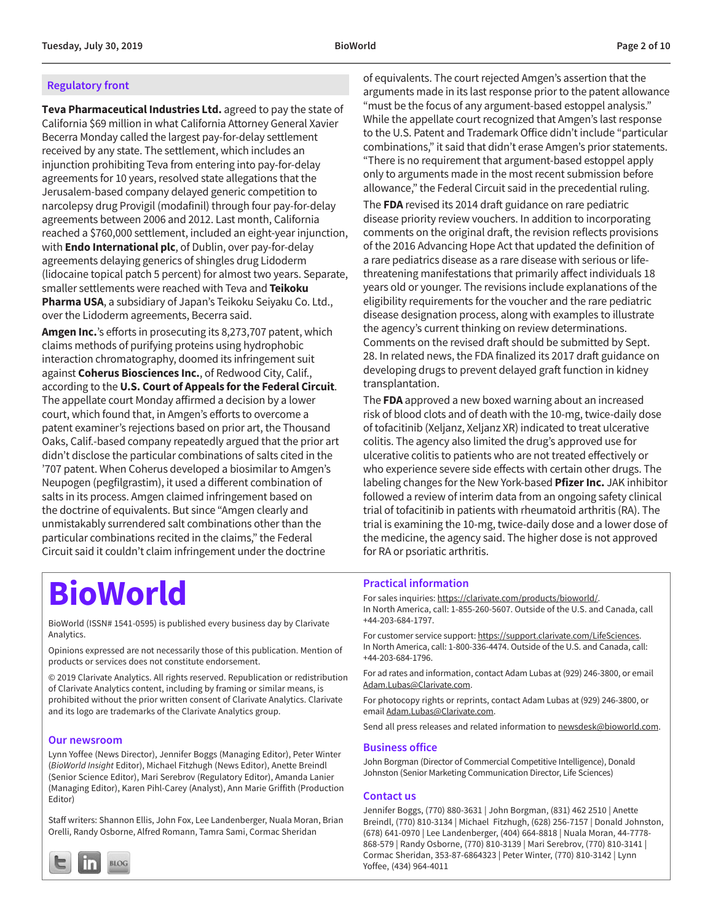## Regulatory front

**Teva Pharmaceutical Industries Ltd.** agreed to pay the state of California $69 million in what California Attorney General Xavier Becerra Monday called the largest pay-for-delay settlement received by any state. The settlement, which includes an injunction prohibiting Teva from entering into pay-for-delay agreements for 10 years, resolved state allegations that the Jerusalem-based company delayed generic competition to narcolepsy drug Provigil (modafinil) through four pay-for-delay agreements between 2006 and 2012. Last month, California reached a $760,000 settlement, included an eight-year injunction, with **Endo International plc**, of Dublin, over pay-for-delay agreements delaying generics of shingles drug Lidoderm (lidocaine topical patch 5 percent) for almost two years. Separate, smaller settlements were reached with Teva and **Teikoku Pharma USA**, a subsidiary of Japan's Teikoku Seiyaku Co. Ltd., over the Lidoderm agreements, Becerra said.

**Amgen Inc.**'s efforts in prosecuting its 8,273,707 patent, which claims methods of purifying proteins using hydrophobic interaction chromatography, doomed its infringement suit against **Coherus Biosciences Inc.**, of Redwood City, Calif., according to the **U.S. Court of Appeals for the Federal Circuit**. The appellate court Monday affirmed a decision by a lower court, which found that, in Amgen's efforts to overcome a patent examiner's rejections based on prior art, the Thousand Oaks, Calif.-based company repeatedly argued that the prior art didn't disclose the particular combinations of salts cited in the '707 patent. When Coherus developed a biosimilar to Amgen's Neupogen (pegfilgrastim), it used a different combination of salts in its process. Amgen claimed infringement based on the doctrine of equivalents. But since "Amgen clearly and unmistakably surrendered salt combinations other than the particular combinations recited in the claims," the Federal Circuit said it couldn't claim infringement under the doctrine of equivalents. The court rejected Amgen's assertion that the arguments made in its last response prior to the patent allowance "must be the focus of any argument-based estoppel analysis." While the appellate court recognized that Amgen's last response to the U.S. Patent and Trademark Office didn't include "particular combinations," it said that didn't erase Amgen's prior statements. "There is no requirement that argument-based estoppel apply only to arguments made in the most recent submission before allowance," the Federal Circuit said in the precedential ruling.

The **FDA** revised its 2014 draft guidance on rare pediatric disease priority review vouchers. In addition to incorporating comments on the original draft, the revision reflects provisions of the 2016 Advancing Hope Act that updated the definition of a rare pediatrics disease as a rare disease with serious or life-threatening manifestations that primarily affect individuals 18 years old or younger. The revisions include explanations of the eligibility requirements for the voucher and the rare pediatric disease designation process, along with examples to illustrate the agency's current thinking on review determinations. Comments on the revised draft should be submitted by Sept. 28. In related news, the FDA finalized its 2017 draft guidance on developing drugs to prevent delayed graft function in kidney transplantation.

The **FDA** approved a new boxed warning about an increased risk of blood clots and of death with the 10-mg, twice-daily dose of tofacitinib (Xeljanz, Xeljanz XR) indicated to treat ulcerative colitis. The agency also limited the drug's approved use for ulcerative colitis to patients who are not treated effectively or who experience severe side effects with certain other drugs. The labeling changes for the New York-based **Pfizer Inc.** JAK inhibitor followed a review of interim data from an ongoing safety clinical trial of tofacitinib in patients with rheumatoid arthritis (RA). The trial is examining the 10-mg, twice-daily dose and a lower dose of the medicine, the agency said. The higher dose is not approved for RA or psoriatic arthritis.

# BioWorld

BioWorld (ISSN# 1541-0595) is published every business day by Clarivate Analytics.

Opinions expressed are not necessarily those of this publication. Mention of products or services does not constitute endorsement.

© 2019 Clarivate Analytics. All rights reserved. Republication or redistribution of Clarivate Analytics content, including by framing or similar means, is prohibited without the prior written consent of Clarivate Analytics. Clarivate and its logo are trademarks of the Clarivate Analytics group.

### Our newsroom

Lynn Yoffee (News Director), Jennifer Boggs (Managing Editor), Peter Winter (*BioWorld Insight* Editor), Michael Fitzhugh (News Editor), Anette Breindl (Senior Science Editor), Mari Serebrov (Regulatory Editor), Amanda Lanier (Managing Editor), Karen Pihl-Carey (Analyst), Ann Marie Griffith (Production Editor)

Staff writers: Shannon Ellis, John Fox, Lee Landenberger, Nuala Moran, Brian Orelli, Randy Osborne, Alfred Romann, Tamra Sami, Cormac Sheridan

### Practical information

For sales inquiries: https://clarivate.com/products/bioworld/. In North America, call: 1-855-260-5607. Outside of the U.S. and Canada, call +44-203-684-1797.

For customer service support: https://support.clarivate.com/LifeSciences. In North America, call: 1-800-336-4474. Outside of the U.S. and Canada, call: +44-203-684-1796.

For ad rates and information, contact Adam Lubas at (929) 246-3800, or email Adam.Lubas@Clarivate.com.

For photocopy rights or reprints, contact Adam Lubas at (929) 246-3800, or email Adam.Lubas@Clarivate.com.

Send all press releases and related information to newsdesk@bioworld.com.

### Business office

John Borgman (Director of Commercial Competitive Intelligence), Donald Johnston (Senior Marketing Communication Director, Life Sciences)

### Contact us

Jennifer Boggs, (770) 880-3631 | John Borgman, (831) 462 2510 | Anette Breindl, (770) 810-3134 | Michael Fitzhugh, (628) 256-7157 | Donald Johnston, (678) 641-0970 | Lee Landenberger, (404) 664-8818 | Nuala Moran, 44-7778-868-579 | Randy Osborne, (770) 810-3139 | Mari Serebrov, (770) 810-3141 | Cormac Sheridan, 353-87-6864323 | Peter Winter, (770) 810-3142 | Lynn Yoffee, (434) 964-4011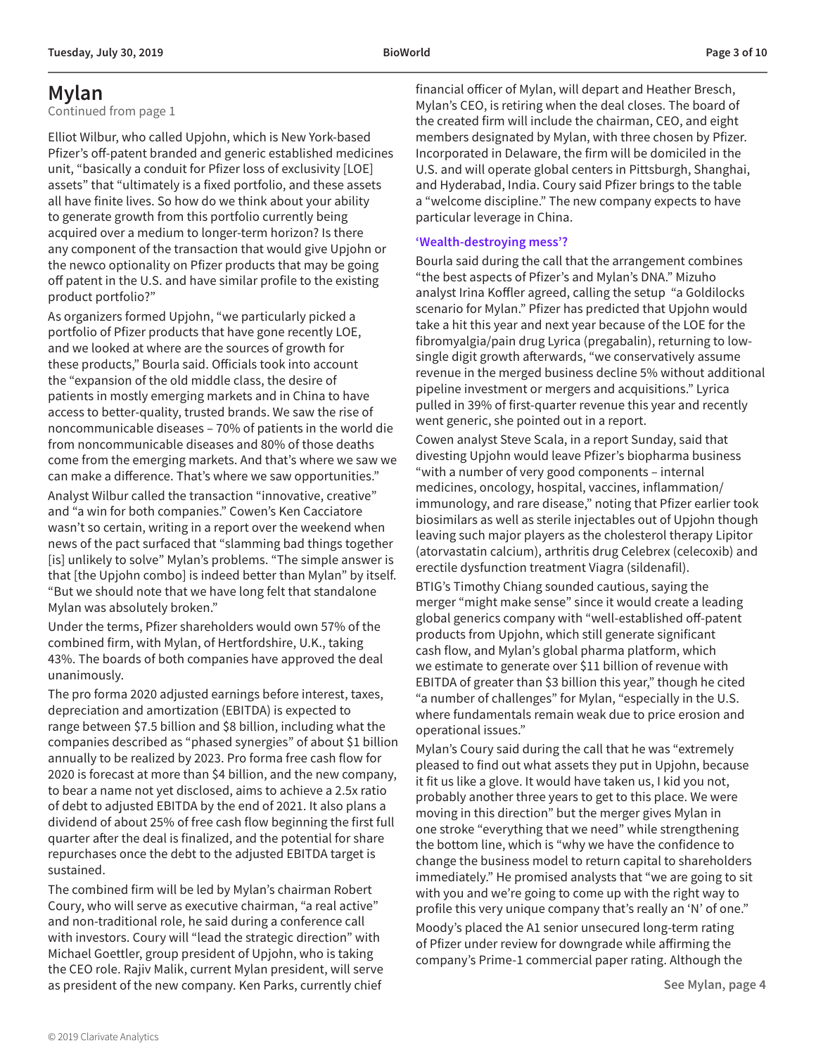## Mylan

Continued from page 1

Elliot Wilbur, who called Upjohn, which is New York-based Pfizer's off-patent branded and generic established medicines unit, "basically a conduit for Pfizer loss of exclusivity [LOE] assets" that "ultimately is a fixed portfolio, and these assets all have finite lives. So how do we think about your ability to generate growth from this portfolio currently being acquired over a medium to longer-term horizon? Is there any component of the transaction that would give Upjohn or the newco optionality on Pfizer products that may be going off patent in the U.S. and have similar profile to the existing product portfolio?"

As organizers formed Upjohn, "we particularly picked a portfolio of Pfizer products that have gone recently LOE, and we looked at where are the sources of growth for these products," Bourla said. Officials took into account the "expansion of the old middle class, the desire of patients in mostly emerging markets and in China to have access to better-quality, trusted brands. We saw the rise of noncommunicable diseases – 70% of patients in the world die from noncommunicable diseases and 80% of those deaths come from the emerging markets. And that's where we saw we can make a difference. That's where we saw opportunities."

Analyst Wilbur called the transaction "innovative, creative" and "a win for both companies." Cowen's Ken Cacciatore wasn't so certain, writing in a report over the weekend when news of the pact surfaced that "slamming bad things together [is] unlikely to solve" Mylan's problems. "The simple answer is that [the Upjohn combo] is indeed better than Mylan" by itself. "But we should note that we have long felt that standalone Mylan was absolutely broken."

Under the terms, Pfizer shareholders would own 57% of the combined firm, with Mylan, of Hertfordshire, U.K., taking 43%. The boards of both companies have approved the deal unanimously.

The pro forma 2020 adjusted earnings before interest, taxes, depreciation and amortization (EBITDA) is expected to range between $7.5 billion and $8 billion, including what the companies described as "phased synergies" of about $1 billion annually to be realized by 2023. Pro forma free cash flow for 2020 is forecast at more than $4 billion, and the new company, to bear a name not yet disclosed, aims to achieve a 2.5x ratio of debt to adjusted EBITDA by the end of 2021. It also plans a dividend of about 25% of free cash flow beginning the first full quarter after the deal is finalized, and the potential for share repurchases once the debt to the adjusted EBITDA target is sustained.

The combined firm will be led by Mylan's chairman Robert Coury, who will serve as executive chairman, "a real active" and non-traditional role, he said during a conference call with investors. Coury will "lead the strategic direction" with Michael Goettler, group president of Upjohn, who is taking the CEO role. Rajiv Malik, current Mylan president, will serve as president of the new company. Ken Parks, currently chief financial officer of Mylan, will depart and Heather Bresch, Mylan's CEO, is retiring when the deal closes. The board of the created firm will include the chairman, CEO, and eight members designated by Mylan, with three chosen by Pfizer. Incorporated in Delaware, the firm will be domiciled in the U.S. and will operate global centers in Pittsburgh, Shanghai, and Hyderabad, India. Coury said Pfizer brings to the table a "welcome discipline." The new company expects to have particular leverage in China.

### 'Wealth-destroying mess'?

Bourla said during the call that the arrangement combines "the best aspects of Pfizer's and Mylan's DNA." Mizuho analyst Irina Koffler agreed, calling the setup "a Goldilocks scenario for Mylan." Pfizer has predicted that Upjohn would take a hit this year and next year because of the LOE for the fibromyalgia/pain drug Lyrica (pregabalin), returning to low-single digit growth afterwards, "we conservatively assume revenue in the merged business decline 5% without additional pipeline investment or mergers and acquisitions." Lyrica pulled in 39% of first-quarter revenue this year and recently went generic, she pointed out in a report.

Cowen analyst Steve Scala, in a report Sunday, said that divesting Upjohn would leave Pfizer's biopharma business "with a number of very good components – internal medicines, oncology, hospital, vaccines, inflammation/immunology, and rare disease," noting that Pfizer earlier took biosimilars as well as sterile injectables out of Upjohn though leaving such major players as the cholesterol therapy Lipitor (atorvastatin calcium), arthritis drug Celebrex (celecoxib) and erectile dysfunction treatment Viagra (sildenafil).

BTIG's Timothy Chiang sounded cautious, saying the merger "might make sense" since it would create a leading global generics company with "well-established off-patent products from Upjohn, which still generate significant cash flow, and Mylan's global pharma platform, which we estimate to generate over $11 billion of revenue with EBITDA of greater than $3 billion this year," though he cited "a number of challenges" for Mylan, "especially in the U.S. where fundamentals remain weak due to price erosion and operational issues."

Mylan's Coury said during the call that he was "extremely pleased to find out what assets they put in Upjohn, because it fit us like a glove. It would have taken us, I kid you not, probably another three years to get to this place. We were moving in this direction" but the merger gives Mylan in one stroke "everything that we need" while strengthening the bottom line, which is "why we have the confidence to change the business model to return capital to shareholders immediately." He promised analysts that "we are going to sit with you and we're going to come up with the right way to profile this very unique company that's really an 'N' of one."

Moody's placed the A1 senior unsecured long-term rating of Pfizer under review for downgrade while affirming the company's Prime-1 commercial paper rating. Although the

See Mylan, page 4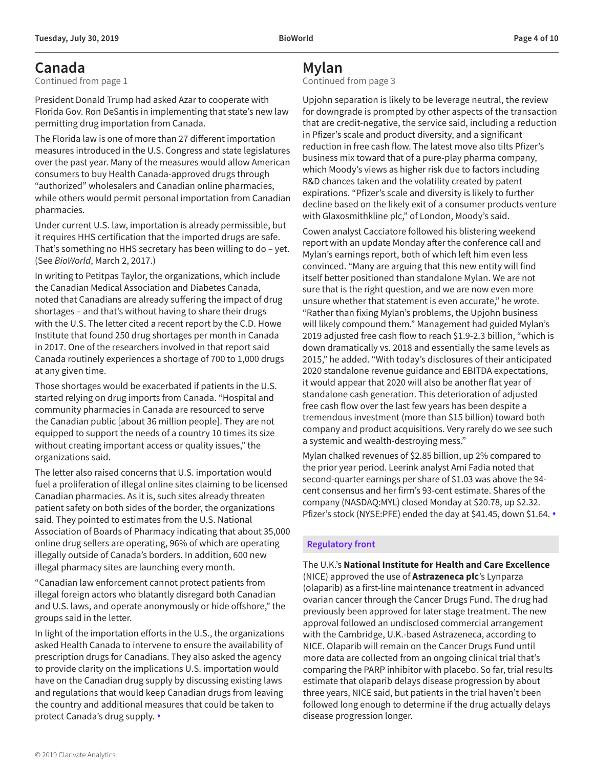## Canada

Continued from page 1

President Donald Trump had asked Azar to cooperate with Florida Gov. Ron DeSantis in implementing that state's new law permitting drug importation from Canada.

The Florida law is one of more than 27 different importation measures introduced in the U.S. Congress and state legislatures over the past year. Many of the measures would allow American consumers to buy Health Canada-approved drugs through "authorized" wholesalers and Canadian online pharmacies, while others would permit personal importation from Canadian pharmacies.

Under current U.S. law, importation is already permissible, but it requires HHS certification that the imported drugs are safe. That's something no HHS secretary has been willing to do – yet. (See *BioWorld*, March 2, 2017.)

In writing to Petitpas Taylor, the organizations, which include the Canadian Medical Association and Diabetes Canada, noted that Canadians are already suffering the impact of drug shortages – and that's without having to share their drugs with the U.S. The letter cited a recent report by the C.D. Howe Institute that found 250 drug shortages per month in Canada in 2017. One of the researchers involved in that report said Canada routinely experiences a shortage of 700 to 1,000 drugs at any given time.

Those shortages would be exacerbated if patients in the U.S. started relying on drug imports from Canada. "Hospital and community pharmacies in Canada are resourced to serve the Canadian public [about 36 million people]. They are not equipped to support the needs of a country 10 times its size without creating important access or quality issues," the organizations said.

The letter also raised concerns that U.S. importation would fuel a proliferation of illegal online sites claiming to be licensed Canadian pharmacies. As it is, such sites already threaten patient safety on both sides of the border, the organizations said. They pointed to estimates from the U.S. National Association of Boards of Pharmacy indicating that about 35,000 online drug sellers are operating, 96% of which are operating illegally outside of Canada's borders. In addition, 600 new illegal pharmacy sites are launching every month.

"Canadian law enforcement cannot protect patients from illegal foreign actors who blatantly disregard both Canadian and U.S. laws, and operate anonymously or hide offshore," the groups said in the letter.

In light of the importation efforts in the U.S., the organizations asked Health Canada to intervene to ensure the availability of prescription drugs for Canadians. They also asked the agency to provide clarity on the implications U.S. importation would have on the Canadian drug supply by discussing existing laws and regulations that would keep Canadian drugs from leaving the country and additional measures that could be taken to protect Canada's drug supply. ♦

## Mylan

Continued from page 3

Upjohn separation is likely to be leverage neutral, the review for downgrade is prompted by other aspects of the transaction that are credit-negative, the service said, including a reduction in Pfizer's scale and product diversity, and a significant reduction in free cash flow. The latest move also tilts Pfizer's business mix toward that of a pure-play pharma company, which Moody's views as higher risk due to factors including R&D chances taken and the volatility created by patent expirations. "Pfizer's scale and diversity is likely to further decline based on the likely exit of a consumer products venture with Glaxosmithkline plc," of London, Moody's said.

Cowen analyst Cacciatore followed his blistering weekend report with an update Monday after the conference call and Mylan's earnings report, both of which left him even less convinced. "Many are arguing that this new entity will find itself better positioned than standalone Mylan. We are not sure that is the right question, and we are now even more unsure whether that statement is even accurate," he wrote. "Rather than fixing Mylan's problems, the Upjohn business will likely compound them." Management had guided Mylan's 2019 adjusted free cash flow to reach $1.9-2.3 billion, "which is down dramatically vs. 2018 and essentially the same levels as 2015," he added. "With today's disclosures of their anticipated 2020 standalone revenue guidance and EBITDA expectations, it would appear that 2020 will also be another flat year of standalone cash generation. This deterioration of adjusted free cash flow over the last few years has been despite a tremendous investment (more than $15 billion) toward both company and product acquisitions. Very rarely do we see such a systemic and wealth-destroying mess."

Mylan chalked revenues of $2.85 billion, up 2% compared to the prior year period. Leerink analyst Ami Fadia noted that second-quarter earnings per share of $1.03 was above the 94-cent consensus and her firm's 93-cent estimate. Shares of the company (NASDAQ:MYL) closed Monday at $20.78, up $2.32. Pfizer's stock (NYSE:PFE) ended the day at $41.45, down $1.64. ♦

### Regulatory front

The U.K.'s **National Institute for Health and Care Excellence** (NICE) approved the use of **Astrazeneca plc**'s Lynparza (olaparib) as a first-line maintenance treatment in advanced ovarian cancer through the Cancer Drugs Fund. The drug had previously been approved for later stage treatment. The new approval followed an undisclosed commercial arrangement with the Cambridge, U.K.-based Astrazeneca, according to NICE. Olaparib will remain on the Cancer Drugs Fund until more data are collected from an ongoing clinical trial that's comparing the PARP inhibitor with placebo. So far, trial results estimate that olaparib delays disease progression by about three years, NICE said, but patients in the trial haven't been followed long enough to determine if the drug actually delays disease progression longer.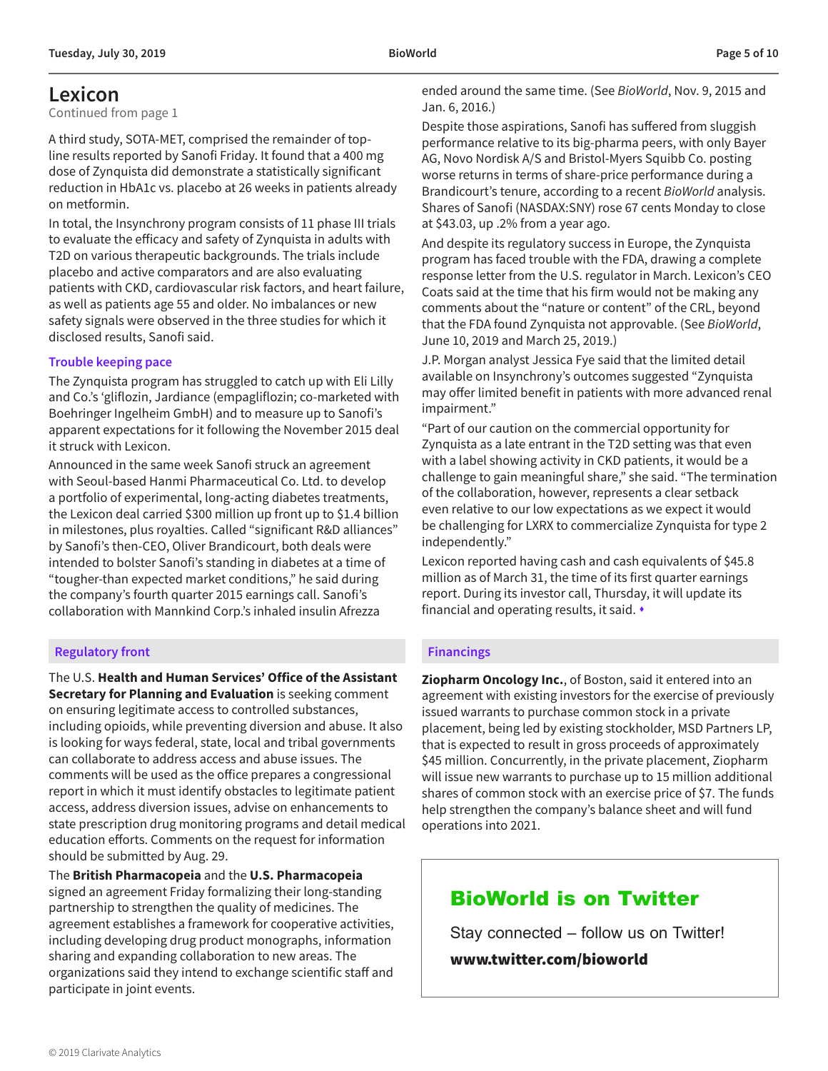## Lexicon

Continued from page 1

A third study, SOTA-MET, comprised the remainder of top-line results reported by Sanofi Friday. It found that a 400 mg dose of Zynquista did demonstrate a statistically significant reduction in HbA1c vs. placebo at 26 weeks in patients already on metformin.

In total, the Insynchrony program consists of 11 phase III trials to evaluate the efficacy and safety of Zynquista in adults with T2D on various therapeutic backgrounds. The trials include placebo and active comparators and are also evaluating patients with CKD, cardiovascular risk factors, and heart failure, as well as patients age 55 and older. No imbalances or new safety signals were observed in the three studies for which it disclosed results, Sanofi said.

### Trouble keeping pace

The Zynquista program has struggled to catch up with Eli Lilly and Co.'s 'gliflozin, Jardiance (empagliflozin; co-marketed with Boehringer Ingelheim GmbH) and to measure up to Sanofi's apparent expectations for it following the November 2015 deal it struck with Lexicon.

Announced in the same week Sanofi struck an agreement with Seoul-based Hanmi Pharmaceutical Co. Ltd. to develop a portfolio of experimental, long-acting diabetes treatments, the Lexicon deal carried $300 million up front up to $1.4 billion in milestones, plus royalties. Called "significant R&D alliances" by Sanofi's then-CEO, Oliver Brandicourt, both deals were intended to bolster Sanofi's standing in diabetes at a time of "tougher-than expected market conditions," he said during the company's fourth quarter 2015 earnings call. Sanofi's collaboration with Mannkind Corp.'s inhaled insulin Afrezza ended around the same time. (See *BioWorld*, Nov. 9, 2015 and Jan. 6, 2016.)

Despite those aspirations, Sanofi has suffered from sluggish performance relative to its big-pharma peers, with only Bayer AG, Novo Nordisk A/S and Bristol-Myers Squibb Co. posting worse returns in terms of share-price performance during a Brandicourt's tenure, according to a recent *BioWorld* analysis. Shares of Sanofi (NASDAX:SNY) rose 67 cents Monday to close at $43.03, up .2% from a year ago.

And despite its regulatory success in Europe, the Zynquista program has faced trouble with the FDA, drawing a complete response letter from the U.S. regulator in March. Lexicon's CEO Coats said at the time that his firm would not be making any comments about the "nature or content" of the CRL, beyond that the FDA found Zynquista not approvable. (See *BioWorld*, June 10, 2019 and March 25, 2019.)

J.P. Morgan analyst Jessica Fye said that the limited detail available on Insynchrony's outcomes suggested "Zynquista may offer limited benefit in patients with more advanced renal impairment."

"Part of our caution on the commercial opportunity for Zynquista as a late entrant in the T2D setting was that even with a label showing activity in CKD patients, it would be a challenge to gain meaningful share," she said. "The termination of the collaboration, however, represents a clear setback even relative to our low expectations as we expect it would be challenging for LXRX to commercialize Zynquista for type 2 independently."

Lexicon reported having cash and cash equivalents of $45.8 million as of March 31, the time of its first quarter earnings report. During its investor call, Thursday, it will update its financial and operating results, it said. ♦

## Regulatory front

The U.S. **Health and Human Services' Office of the Assistant Secretary for Planning and Evaluation** is seeking comment on ensuring legitimate access to controlled substances, including opioids, while preventing diversion and abuse. It also is looking for ways federal, state, local and tribal governments can collaborate to address access and abuse issues. The comments will be used as the office prepares a congressional report in which it must identify obstacles to legitimate patient access, address diversion issues, advise on enhancements to state prescription drug monitoring programs and detail medical education efforts. Comments on the request for information should be submitted by Aug. 29.

The **British Pharmacopeia** and the **U.S. Pharmacopeia** signed an agreement Friday formalizing their long-standing partnership to strengthen the quality of medicines. The agreement establishes a framework for cooperative activities, including developing drug product monographs, information sharing and expanding collaboration to new areas. The organizations said they intend to exchange scientific staff and participate in joint events.

## Financings

**Ziopharm Oncology Inc.**, of Boston, said it entered into an agreement with existing investors for the exercise of previously issued warrants to purchase common stock in a private placement, being led by existing stockholder, MSD Partners LP, that is expected to result in gross proceeds of approximately $45 million. Concurrently, in the private placement, Ziopharm will issue new warrants to purchase up to 15 million additional shares of common stock with an exercise price of $7. The funds help strengthen the company's balance sheet and will fund operations into 2021.

**BioWorld is on Twitter**

Stay connected – follow us on Twitter!

**www.twitter.com/bioworld**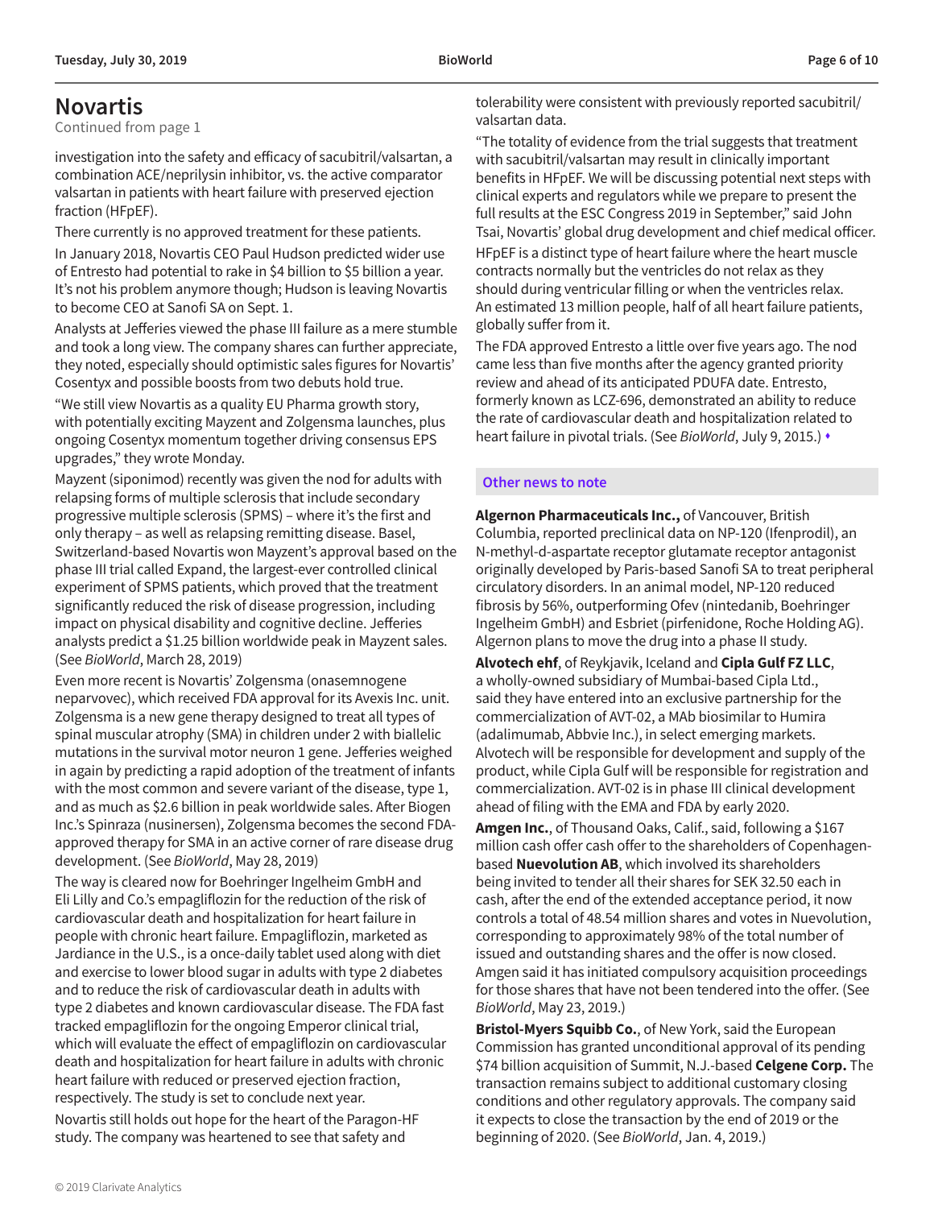## Novartis

Continued from page 1

investigation into the safety and efficacy of sacubitril/valsartan, a combination ACE/neprilysin inhibitor, vs. the active comparator valsartan in patients with heart failure with preserved ejection fraction (HFpEF).

There currently is no approved treatment for these patients.

In January 2018, Novartis CEO Paul Hudson predicted wider use of Entresto had potential to rake in $4 billion to $5 billion a year. It's not his problem anymore though; Hudson is leaving Novartis to become CEO at Sanofi SA on Sept. 1.

Analysts at Jefferies viewed the phase III failure as a mere stumble and took a long view. The company shares can further appreciate, they noted, especially should optimistic sales figures for Novartis' Cosentyx and possible boosts from two debuts hold true.

"We still view Novartis as a quality EU Pharma growth story, with potentially exciting Mayzent and Zolgensma launches, plus ongoing Cosentyx momentum together driving consensus EPS upgrades," they wrote Monday.

Mayzent (siponimod) recently was given the nod for adults with relapsing forms of multiple sclerosis that include secondary progressive multiple sclerosis (SPMS) – where it's the first and only therapy – as well as relapsing remitting disease. Basel, Switzerland-based Novartis won Mayzent's approval based on the phase III trial called Expand, the largest-ever controlled clinical experiment of SPMS patients, which proved that the treatment significantly reduced the risk of disease progression, including impact on physical disability and cognitive decline. Jefferies analysts predict a $1.25 billion worldwide peak in Mayzent sales. (See *BioWorld*, March 28, 2019)

Even more recent is Novartis' Zolgensma (onasemnogene neparvovec), which received FDA approval for its Avexis Inc. unit. Zolgensma is a new gene therapy designed to treat all types of spinal muscular atrophy (SMA) in children under 2 with biallelic mutations in the survival motor neuron 1 gene. Jefferies weighed in again by predicting a rapid adoption of the treatment of infants with the most common and severe variant of the disease, type 1, and as much as $2.6 billion in peak worldwide sales. After Biogen Inc.'s Spinraza (nusinersen), Zolgensma becomes the second FDA-approved therapy for SMA in an active corner of rare disease drug development. (See *BioWorld*, May 28, 2019)

The way is cleared now for Boehringer Ingelheim GmbH and Eli Lilly and Co.'s empagliflozin for the reduction of the risk of cardiovascular death and hospitalization for heart failure in people with chronic heart failure. Empagliflozin, marketed as Jardiance in the U.S., is a once-daily tablet used along with diet and exercise to lower blood sugar in adults with type 2 diabetes and to reduce the risk of cardiovascular death in adults with type 2 diabetes and known cardiovascular disease. The FDA fast tracked empagliflozin for the ongoing Emperor clinical trial, which will evaluate the effect of empagliflozin on cardiovascular death and hospitalization for heart failure in adults with chronic heart failure with reduced or preserved ejection fraction, respectively. The study is set to conclude next year.

Novartis still holds out hope for the heart of the Paragon-HF study. The company was heartened to see that safety and tolerability were consistent with previously reported sacubitril/valsartan data.

"The totality of evidence from the trial suggests that treatment with sacubitril/valsartan may result in clinically important benefits in HFpEF. We will be discussing potential next steps with clinical experts and regulators while we prepare to present the full results at the ESC Congress 2019 in September," said John Tsai, Novartis' global drug development and chief medical officer.

HFpEF is a distinct type of heart failure where the heart muscle contracts normally but the ventricles do not relax as they should during ventricular filling or when the ventricles relax. An estimated 13 million people, half of all heart failure patients, globally suffer from it.

The FDA approved Entresto a little over five years ago. The nod came less than five months after the agency granted priority review and ahead of its anticipated PDUFA date. Entresto, formerly known as LCZ-696, demonstrated an ability to reduce the rate of cardiovascular death and hospitalization related to heart failure in pivotal trials. (See *BioWorld*, July 9, 2015.) ♦

### Other news to note

**Algernon Pharmaceuticals Inc.,** of Vancouver, British Columbia, reported preclinical data on NP-120 (Ifenprodil), an N-methyl-d-aspartate receptor glutamate receptor antagonist originally developed by Paris-based Sanofi SA to treat peripheral circulatory disorders. In an animal model, NP-120 reduced fibrosis by 56%, outperforming Ofev (nintedanib, Boehringer Ingelheim GmbH) and Esbriet (pirfenidone, Roche Holding AG). Algernon plans to move the drug into a phase II study.

**Alvotech ehf**, of Reykjavik, Iceland and **Cipla Gulf FZ LLC**, a wholly-owned subsidiary of Mumbai-based Cipla Ltd., said they have entered into an exclusive partnership for the commercialization of AVT-02, a MAb biosimilar to Humira (adalimumab, Abbvie Inc.), in select emerging markets. Alvotech will be responsible for development and supply of the product, while Cipla Gulf will be responsible for registration and commercialization. AVT-02 is in phase III clinical development ahead of filing with the EMA and FDA by early 2020.

**Amgen Inc.**, of Thousand Oaks, Calif., said, following a $167 million cash offer cash offer to the shareholders of Copenhagen-based **Nuevolution AB**, which involved its shareholders being invited to tender all their shares for SEK 32.50 each in cash, after the end of the extended acceptance period, it now controls a total of 48.54 million shares and votes in Nuevolution, corresponding to approximately 98% of the total number of issued and outstanding shares and the offer is now closed. Amgen said it has initiated compulsory acquisition proceedings for those shares that have not been tendered into the offer. (See *BioWorld*, May 23, 2019.)

**Bristol-Myers Squibb Co.**, of New York, said the European Commission has granted unconditional approval of its pending $74 billion acquisition of Summit, N.J.-based **Celgene Corp.** The transaction remains subject to additional customary closing conditions and other regulatory approvals. The company said it expects to close the transaction by the end of 2019 or the beginning of 2020. (See *BioWorld*, Jan. 4, 2019.)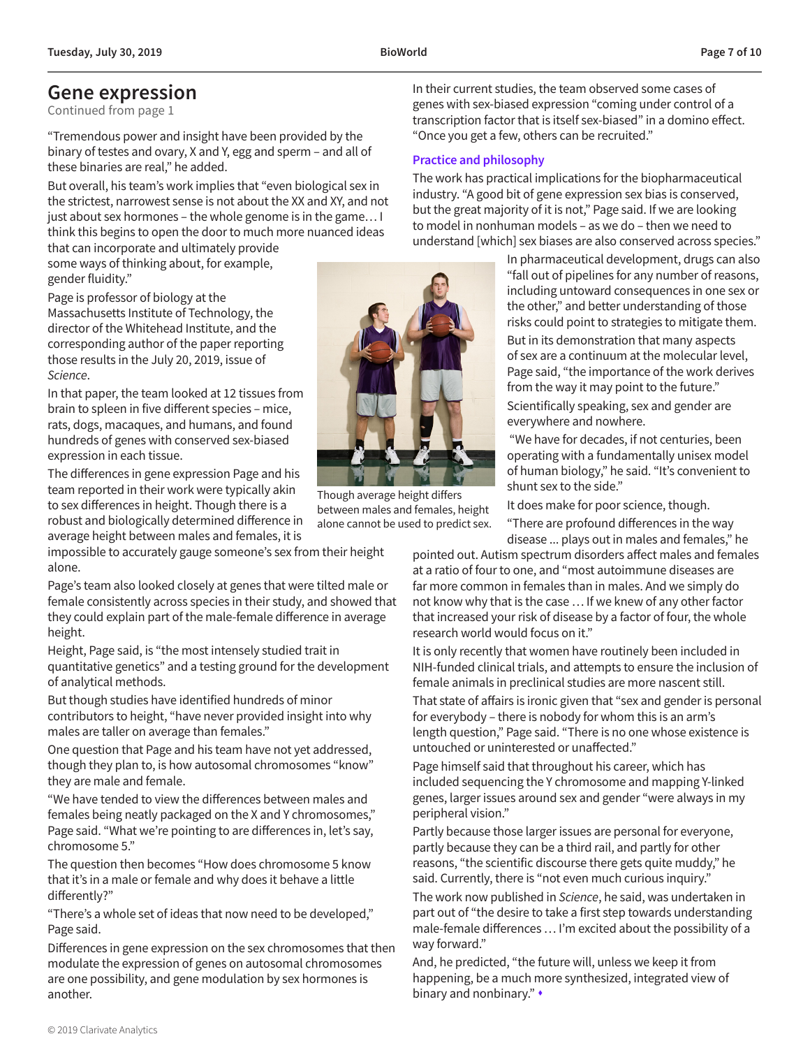## Gene expression

Continued from page 1

"Tremendous power and insight have been provided by the binary of testes and ovary, X and Y, egg and sperm – and all of these binaries are real," he added.

But overall, his team's work implies that "even biological sex in the strictest, narrowest sense is not about the XX and XY, and not just about sex hormones – the whole genome is in the game… I think this begins to open the door to much more nuanced ideas that can incorporate and ultimately provide some ways of thinking about, for example, gender fluidity."

Page is professor of biology at the Massachusetts Institute of Technology, the director of the Whitehead Institute, and the corresponding author of the paper reporting those results in the July 20, 2019, issue of *Science*.

In that paper, the team looked at 12 tissues from brain to spleen in five different species – mice, rats, dogs, macaques, and humans, and found hundreds of genes with conserved sex-biased expression in each tissue.

The differences in gene expression Page and his team reported in their work were typically akin to sex differences in height. Though there is a robust and biologically determined difference in average height between males and females, it is impossible to accurately gauge someone's sex from their height alone.

Though average height differs between males and females, height alone cannot be used to predict sex.

Page's team also looked closely at genes that were tilted male or female consistently across species in their study, and showed that they could explain part of the male-female difference in average height.

Height, Page said, is "the most intensely studied trait in quantitative genetics" and a testing ground for the development of analytical methods.

But though studies have identified hundreds of minor contributors to height, "have never provided insight into why males are taller on average than females."

One question that Page and his team have not yet addressed, though they plan to, is how autosomal chromosomes "know" they are male and female.

"We have tended to view the differences between males and females being neatly packaged on the X and Y chromosomes," Page said. "What we're pointing to are differences in, let's say, chromosome 5."

The question then becomes "How does chromosome 5 know that it's in a male or female and why does it behave a little differently?"

"There's a whole set of ideas that now need to be developed," Page said.

Differences in gene expression on the sex chromosomes that then modulate the expression of genes on autosomal chromosomes are one possibility, and gene modulation by sex hormones is another.

In their current studies, the team observed some cases of genes with sex-biased expression "coming under control of a transcription factor that is itself sex-biased" in a domino effect. "Once you get a few, others can be recruited."

### Practice and philosophy

The work has practical implications for the biopharmaceutical industry. "A good bit of gene expression sex bias is conserved, but the great majority of it is not," Page said. If we are looking to model in nonhuman models – as we do – then we need to understand [which] sex biases are also conserved across species."

In pharmaceutical development, drugs can also "fall out of pipelines for any number of reasons, including untoward consequences in one sex or the other," and better understanding of those risks could point to strategies to mitigate them.

But in its demonstration that many aspects of sex are a continuum at the molecular level, Page said, "the importance of the work derives from the way it may point to the future."

Scientifically speaking, sex and gender are everywhere and nowhere.

"We have for decades, if not centuries, been operating with a fundamentally unisex model of human biology," he said. "It's convenient to shunt sex to the side."

It does make for poor science, though.

"There are profound differences in the way disease ... plays out in males and females," he pointed out. Autism spectrum disorders affect males and females at a ratio of four to one, and "most autoimmune diseases are far more common in females than in males. And we simply do not know why that is the case … If we knew of any other factor that increased your risk of disease by a factor of four, the whole research world would focus on it."

It is only recently that women have routinely been included in NIH-funded clinical trials, and attempts to ensure the inclusion of female animals in preclinical studies are more nascent still.

That state of affairs is ironic given that "sex and gender is personal for everybody – there is nobody for whom this is an arm's length question," Page said. "There is no one whose existence is untouched or uninterested or unaffected."

Page himself said that throughout his career, which has included sequencing the Y chromosome and mapping Y-linked genes, larger issues around sex and gender "were always in my peripheral vision."

Partly because those larger issues are personal for everyone, partly because they can be a third rail, and partly for other reasons, "the scientific discourse there gets quite muddy," he said. Currently, there is "not even much curious inquiry."

The work now published in *Science*, he said, was undertaken in part out of "the desire to take a first step towards understanding male-female differences … I'm excited about the possibility of a way forward."

And, he predicted, "the future will, unless we keep it from happening, be a much more synthesized, integrated view of binary and nonbinary." ♦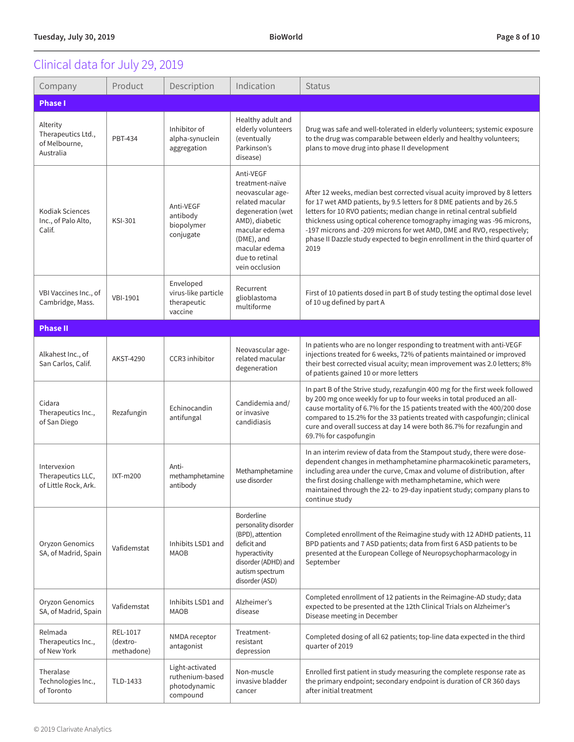# Clinical data for July 29, 2019

| Company | Product | Description | Indication | Status |
|---|---|---|---|---|
| **Phase I** | | | | |
| Alterity Therapeutics Ltd., of Melbourne, Australia | PBT-434 | Inhibitor of alpha-synuclein aggregation | Healthy adult and elderly volunteers (eventually Parkinson's disease) | Drug was safe and well-tolerated in elderly volunteers; systemic exposure to the drug was comparable between elderly and healthy volunteers; plans to move drug into phase II development |
| Kodiak Sciences Inc., of Palo Alto, Calif. | KSI-301 | Anti-VEGF antibody biopolymer conjugate | Anti-VEGF treatment-naïve neovascular age-related macular degeneration (wet AMD), diabetic macular edema (DME), and macular edema due to retinal vein occlusion | After 12 weeks, median best corrected visual acuity improved by 8 letters for 17 wet AMD patients, by 9.5 letters for 8 DME patients and by 26.5 letters for 10 RVO patients; median change in retinal central subfield thickness using optical coherence tomography imaging was -96 microns, -197 microns and -209 microns for wet AMD, DME and RVO, respectively; phase II Dazzle study expected to begin enrollment in the third quarter of 2019 |
| VBI Vaccines Inc., of Cambridge, Mass. | VBI-1901 | Enveloped virus-like particle therapeutic vaccine | Recurrent glioblastoma multiforme | First of 10 patients dosed in part B of study testing the optimal dose level of 10 ug defined by part A |
| **Phase II** | | | | |
| Alkahest Inc., of San Carlos, Calif. | AKST-4290 | CCR3 inhibitor | Neovascular age-related macular degeneration | In patients who are no longer responding to treatment with anti-VEGF injections treated for 6 weeks, 72% of patients maintained or improved their best corrected visual acuity; mean improvement was 2.0 letters; 8% of patients gained 10 or more letters |
| Cidara Therapeutics Inc., of San Diego | Rezafungin | Echinocandin antifungal | Candidemia and/or invasive candidiasis | In part B of the Strive study, rezafungin 400 mg for the first week followed by 200 mg once weekly for up to four weeks in total produced an all-cause mortality of 6.7% for the 15 patients treated with the 400/200 dose compared to 15.2% for the 33 patients treated with caspofungin; clinical cure and overall success at day 14 were both 86.7% for rezafungin and 69.7% for caspofungin |
| Intervexion Therapeutics LLC, of Little Rock, Ark. | IXT-m200 | Anti-methamphetamine antibody | Methamphetamine use disorder | In an interim review of data from the Stampout study, there were dose-dependent changes in methamphetamine pharmacokinetic parameters, including area under the curve, Cmax and volume of distribution, after the first dosing challenge with methamphetamine, which were maintained through the 22- to 29-day inpatient study; company plans to continue study |
| Oryzon Genomics SA, of Madrid, Spain | Vafidemstat | Inhibits LSD1 and MAOB | Borderline personality disorder (BPD), attention deficit and hyperactivity disorder (ADHD) and autism spectrum disorder (ASD) | Completed enrollment of the Reimagine study with 12 ADHD patients, 11 BPD patients and 7 ASD patients; data from first 6 ASD patients to be presented at the European College of Neuropsychopharmacology in September |
| Oryzon Genomics SA, of Madrid, Spain | Vafidemstat | Inhibits LSD1 and MAOB | Alzheimer's disease | Completed enrollment of 12 patients in the Reimagine-AD study; data expected to be presented at the 12th Clinical Trials on Alzheimer's Disease meeting in December |
| Relmada Therapeutics Inc., of New York | REL-1017 (dextro-methadone) | NMDA receptor antagonist | Treatment-resistant depression | Completed dosing of all 62 patients; top-line data expected in the third quarter of 2019 |
| Theralase Technologies Inc., of Toronto | TLD-1433 | Light-activated ruthenium-based photodynamic compound | Non-muscle invasive bladder cancer | Enrolled first patient in study measuring the complete response rate as the primary endpoint; secondary endpoint is duration of CR 360 days after initial treatment |

© 2019 Clarivate Analytics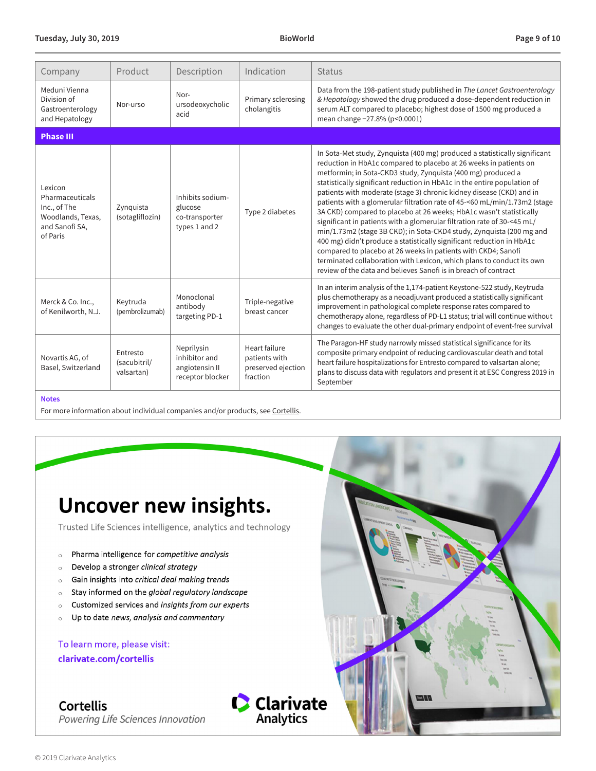| Company | Product | Description | Indication | Status |
|---|---|---|---|---|
| Meduni Vienna Division of Gastroenterology and Hepatology | Nor-urso | Nor-ursodeoxycholic acid | Primary sclerosing cholangitis | Data from the 198-patient study published in *The Lancet Gastroenterology & Hepatology* showed the drug produced a dose-dependent reduction in serum ALT compared to placebo; highest dose of 1500 mg produced a mean change −27.8% (p<0.0001) |
| **Phase III** | | | | |
| Lexicon Pharmaceuticals Inc., of The Woodlands, Texas, and Sanofi SA, of Paris | Zynquista (sotagliflozin) | Inhibits sodium-glucose co-transporter types 1 and 2 | Type 2 diabetes | In Sota-Met study, Zynquista (400 mg) produced a statistically significant reduction in HbA1c compared to placebo at 26 weeks in patients on metformin; in Sota-CKD3 study, Zynquista (400 mg) produced a statistically significant reduction in HbA1c in the entire population of patients with moderate (stage 3) chronic kidney disease (CKD) and in patients with a glomerular filtration rate of 45-<60 mL/min/1.73m2 (stage 3A CKD) compared to placebo at 26 weeks; HbA1c wasn't statistically significant in patients with a glomerular filtration rate of 30-<45 mL/min/1.73m2 (stage 3B CKD); in Sota-CKD4 study, Zynquista (200 mg and 400 mg) didn't produce a statistically significant reduction in HbA1c compared to placebo at 26 weeks in patients with CKD4; Sanofi terminated collaboration with Lexicon, which plans to conduct its own review of the data and believes Sanofi is in breach of contract |
| Merck & Co. Inc., of Kenilworth, N.J. | Keytruda (pembrolizumab) | Monoclonal antibody targeting PD-1 | Triple-negative breast cancer | In an interim analysis of the 1,174-patient Keystone-522 study, Keytruda plus chemotherapy as a neoadjuvant produced a statistically significant improvement in pathological complete response rates compared to chemotherapy alone, regardless of PD-L1 status; trial will continue without changes to evaluate the other dual-primary endpoint of event-free survival |
| Novartis AG, of Basel, Switzerland | Entresto (sacubitril/ valsartan) | Neprilysin inhibitor and angiotensin II receptor blocker | Heart failure patients with preserved ejection fraction | The Paragon-HF study narrowly missed statistical significance for its composite primary endpoint of reducing cardiovascular death and total heart failure hospitalizations for Entresto compared to valsartan alone; plans to discuss data with regulators and present it at ESC Congress 2019 in September |

**Notes**

For more information about individual companies and/or products, see Cortellis.

# Uncover new insights.

Trusted Life Sciences intelligence, analytics and technology

- Pharma intelligence for *competitive analysis*
- Develop a stronger *clinical strategy*
- Gain insights into *critical deal making trends*
- Stay informed on the *global regulatory landscape*
- Customized services and *insights from our experts*
- Up to date *news, analysis and commentary*

To learn more, please visit:
**clarivate.com/cortellis**

**Cortellis**
*Powering Life Sciences Innovation*

**Clarivate Analytics**

© 2019 Clarivate Analytics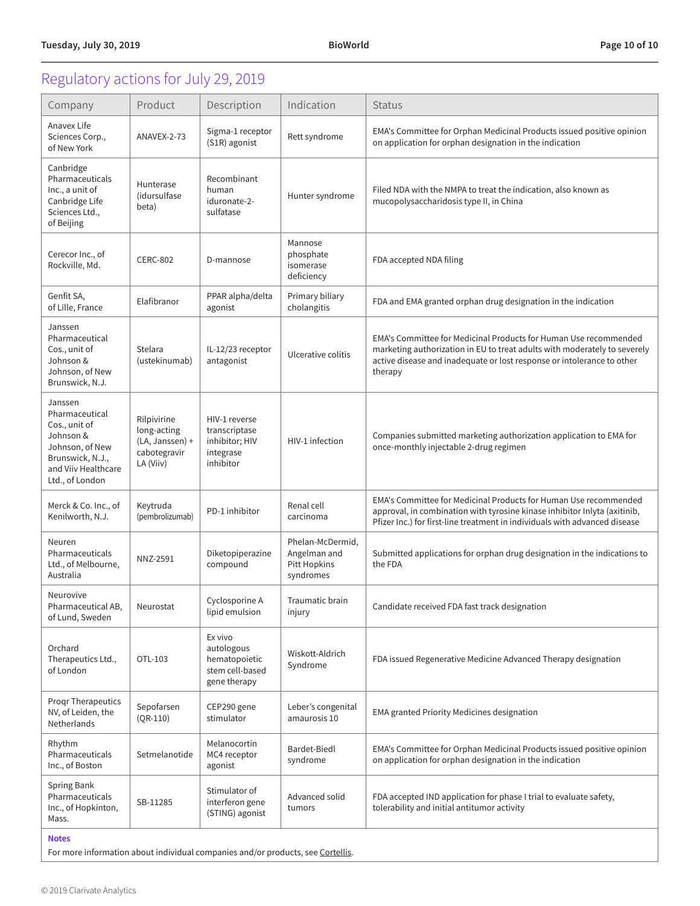# Regulatory actions for July 29, 2019

| Company | Product | Description | Indication | Status |
| --- | --- | --- | --- | --- |
| Anavex Life Sciences Corp., of New York | ANAVEX-2-73 | Sigma-1 receptor (S1R) agonist | Rett syndrome | EMA's Committee for Orphan Medicinal Products issued positive opinion on application for orphan designation in the indication |
| Canbridge Pharmaceuticals Inc., a unit of Canbridge Life Sciences Ltd., of Beijing | Hunterase (idursulfase beta) | Recombinant human iduronate-2-sulfatase | Hunter syndrome | Filed NDA with the NMPA to treat the indication, also known as mucopolysaccharidosis type II, in China |
| Cerecor Inc., of Rockville, Md. | CERC-802 | D-mannose | Mannose phosphate isomerase deficiency | FDA accepted NDA filing |
| Genfit SA, of Lille, France | Elafibranor | PPAR alpha/delta agonist | Primary biliary cholangitis | FDA and EMA granted orphan drug designation in the indication |
| Janssen Pharmaceutical Cos., unit of Johnson & Johnson, of New Brunswick, N.J. | Stelara (ustekinumab) | IL-12/23 receptor antagonist | Ulcerative colitis | EMA's Committee for Medicinal Products for Human Use recommended marketing authorization in EU to treat adults with moderately to severely active disease and inadequate or lost response or intolerance to other therapy |
| Janssen Pharmaceutical Cos., unit of Johnson & Johnson, of New Brunswick, N.J., and Viiv Healthcare Ltd., of London | Rilpivirine long-acting (LA, Janssen) + cabotegravir LA (Viiv) | HIV-1 reverse transcriptase inhibitor; HIV integrase inhibitor | HIV-1 infection | Companies submitted marketing authorization application to EMA for once-monthly injectable 2-drug regimen |
| Merck & Co. Inc., of Kenilworth, N.J. | Keytruda (pembrolizumab) | PD-1 inhibitor | Renal cell carcinoma | EMA's Committee for Medicinal Products for Human Use recommended approval, in combination with tyrosine kinase inhibitor Inlyta (axitinib, Pfizer Inc.) for first-line treatment in individuals with advanced disease |
| Neuren Pharmaceuticals Ltd., of Melbourne, Australia | NNZ-2591 | Diketopiperazine compound | Phelan-McDermid, Angelman and Pitt Hopkins syndromes | Submitted applications for orphan drug designation in the indications to the FDA |
| Neurovive Pharmaceutical AB, of Lund, Sweden | Neurostat | Cyclosporine A lipid emulsion | Traumatic brain injury | Candidate received FDA fast track designation |
| Orchard Therapeutics Ltd., of London | OTL-103 | Ex vivo autologous hematopoietic stem cell-based gene therapy | Wiskott-Aldrich Syndrome | FDA issued Regenerative Medicine Advanced Therapy designation |
| Proqr Therapeutics NV, of Leiden, the Netherlands | Sepofarsen (QR-110) | CEP290 gene stimulator | Leber's congenital amaurosis 10 | EMA granted Priority Medicines designation |
| Rhythm Pharmaceuticals Inc., of Boston | Setmelanotide | Melanocortin MC4 receptor agonist | Bardet-Biedl syndrome | EMA's Committee for Orphan Medicinal Products issued positive opinion on application for orphan designation in the indication |
| Spring Bank Pharmaceuticals Inc., of Hopkinton, Mass. | SB-11285 | Stimulator of interferon gene (STING) agonist | Advanced solid tumors | FDA accepted IND application for phase I trial to evaluate safety, tolerability and initial antitumor activity |

**Notes**

For more information about individual companies and/or products, see Cortellis.

© 2019 Clarivate Analytics